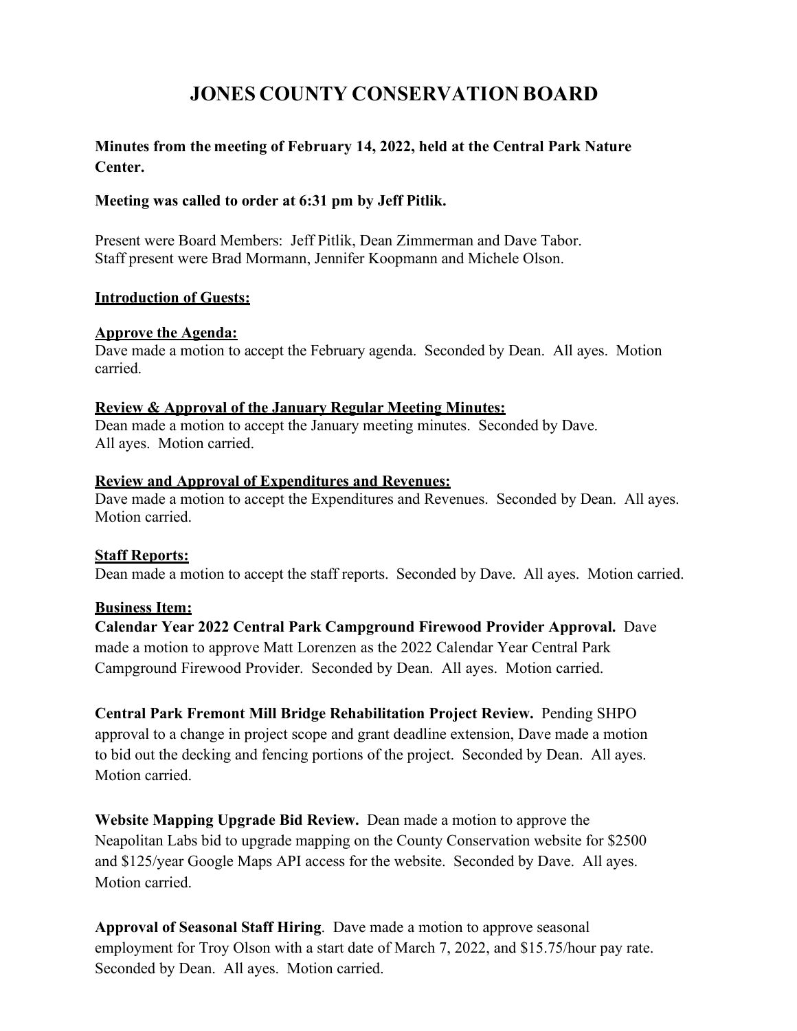# JONES COUNTY CONSERVATION BOARD

**Minutes from the meeting of February 14, 2022, held at the Central Park Nature Center.**

**Meeting was called to order at 6:31 pm by Jeff Pitlik.**

Present were Board Members: Jeff Pitlik, Dean Zimmerman and Dave Tabor.
Staff present were Brad Mormann, Jennifer Koopmann and Michele Olson.

**Introduction of Guests:**

**Approve the Agenda:**
Dave made a motion to accept the February agenda. Seconded by Dean. All ayes. Motion carried.

**Review & Approval of the January Regular Meeting Minutes:**
Dean made a motion to accept the January meeting minutes. Seconded by Dave. All ayes. Motion carried.

**Review and Approval of Expenditures and Revenues:**
Dave made a motion to accept the Expenditures and Revenues. Seconded by Dean. All ayes. Motion carried.

**Staff Reports:**
Dean made a motion to accept the staff reports. Seconded by Dave. All ayes. Motion carried.

**Business Item:**
**Calendar Year 2022 Central Park Campground Firewood Provider Approval.** Dave made a motion to approve Matt Lorenzen as the 2022 Calendar Year Central Park Campground Firewood Provider. Seconded by Dean. All ayes. Motion carried.

**Central Park Fremont Mill Bridge Rehabilitation Project Review.** Pending SHPO approval to a change in project scope and grant deadline extension, Dave made a motion to bid out the decking and fencing portions of the project. Seconded by Dean. All ayes. Motion carried.

**Website Mapping Upgrade Bid Review.** Dean made a motion to approve the Neapolitan Labs bid to upgrade mapping on the County Conservation website for $2500 and $125/year Google Maps API access for the website. Seconded by Dave. All ayes. Motion carried.

**Approval of Seasonal Staff Hiring**. Dave made a motion to approve seasonal employment for Troy Olson with a start date of March 7, 2022, and $15.75/hour pay rate. Seconded by Dean. All ayes. Motion carried.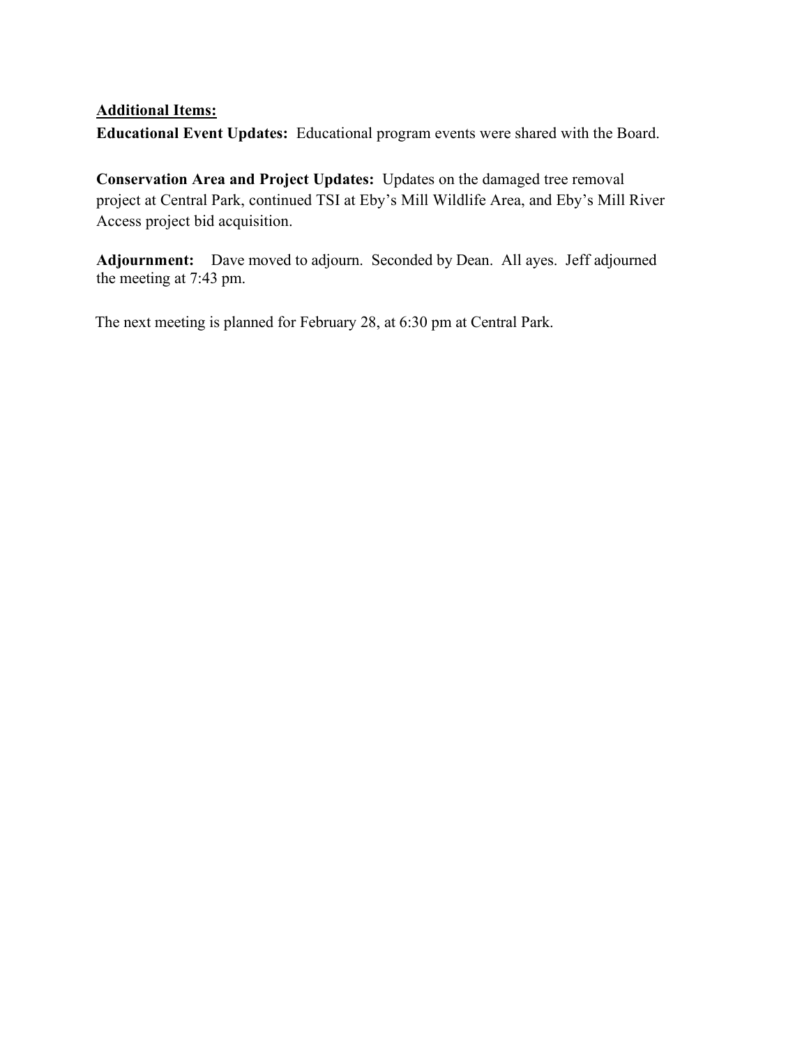**Additional Items:**

**Educational Event Updates:** Educational program events were shared with the Board.

**Conservation Area and Project Updates:** Updates on the damaged tree removal project at Central Park, continued TSI at Eby's Mill Wildlife Area, and Eby's Mill River Access project bid acquisition.

**Adjournment:** Dave moved to adjourn. Seconded by Dean. All ayes. Jeff adjourned the meeting at 7:43 pm.

The next meeting is planned for February 28, at 6:30 pm at Central Park.